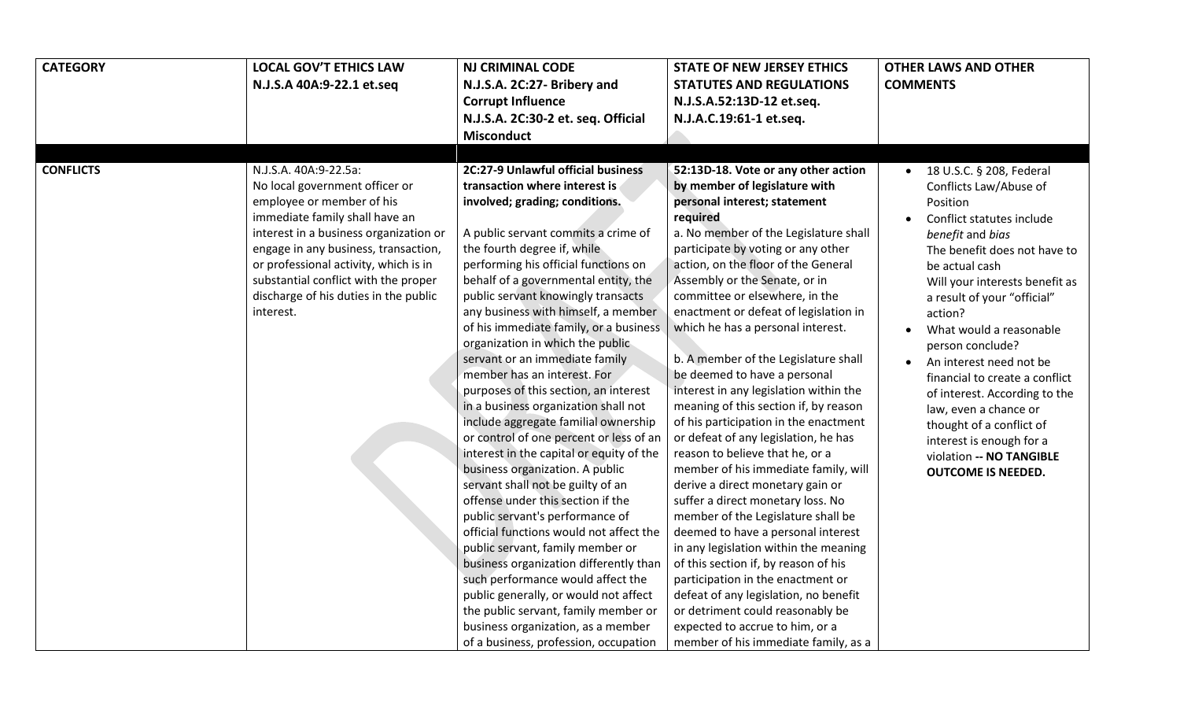| CATEGORY | LOCAL GOV'T ETHICS LAW N.J.S.A 40A:9-22.1 et.seq | NJ CRIMINAL CODE N.J.S.A. 2C:27- Bribery and Corrupt Influence N.J.S.A. 2C:30-2 et. seq. Official Misconduct | STATE OF NEW JERSEY ETHICS STATUTES AND REGULATIONS N.J.S.A.52:13D-12 et.seq. N.J.A.C.19:61-1 et.seq. | OTHER LAWS AND OTHER COMMENTS |
|---|---|---|---|---|
| | | | | |
| **CONFLICTS** | N.J.S.A. 40A:9-22.5a: No local government officer or employee or member of his immediate family shall have an interest in a business organization or engage in any business, transaction, or professional activity, which is in substantial conflict with the proper discharge of his duties in the public interest. | **2C:27-9 Unlawful official business transaction where interest is involved; grading; conditions.** <br><br> A public servant commits a crime of the fourth degree if, while performing his official functions on behalf of a governmental entity, the public servant knowingly transacts any business with himself, a member of his immediate family, or a business organization in which the public servant or an immediate family member has an interest. For purposes of this section, an interest in a business organization shall not include aggregate familial ownership or control of one percent or less of an interest in the capital or equity of the business organization. A public servant shall not be guilty of an offense under this section if the public servant's performance of official functions would not affect the public servant, family member or business organization differently than such performance would affect the public generally, or would not affect the public servant, family member or business organization, as a member of a business, profession, occupation | **52:13D-18. Vote or any other action by member of legislature with personal interest; statement required** <br><br> a. No member of the Legislature shall participate by voting or any other action, on the floor of the General Assembly or the Senate, or in committee or elsewhere, in the enactment or defeat of legislation in which he has a personal interest. <br><br> b. A member of the Legislature shall be deemed to have a personal interest in any legislation within the meaning of this section if, by reason of his participation in the enactment or defeat of any legislation, he has reason to believe that he, or a member of his immediate family, will derive a direct monetary gain or suffer a direct monetary loss. No member of the Legislature shall be deemed to have a personal interest in any legislation within the meaning of this section if, by reason of his participation in the enactment or defeat of any legislation, no benefit or detriment could reasonably be expected to accrue to him, or a member of his immediate family, as a | • 18 U.S.C. § 208, Federal Conflicts Law/Abuse of Position <br> • Conflict statutes include *benefit* and *bias* The benefit does not have to be actual cash Will your interests benefit as a result of your "official" action? <br> • What would a reasonable person conclude? <br> • An interest need not be financial to create a conflict of interest. According to the law, even a chance or thought of a conflict of interest is enough for a violation **-- NO TANGIBLE OUTCOME IS NEEDED.** |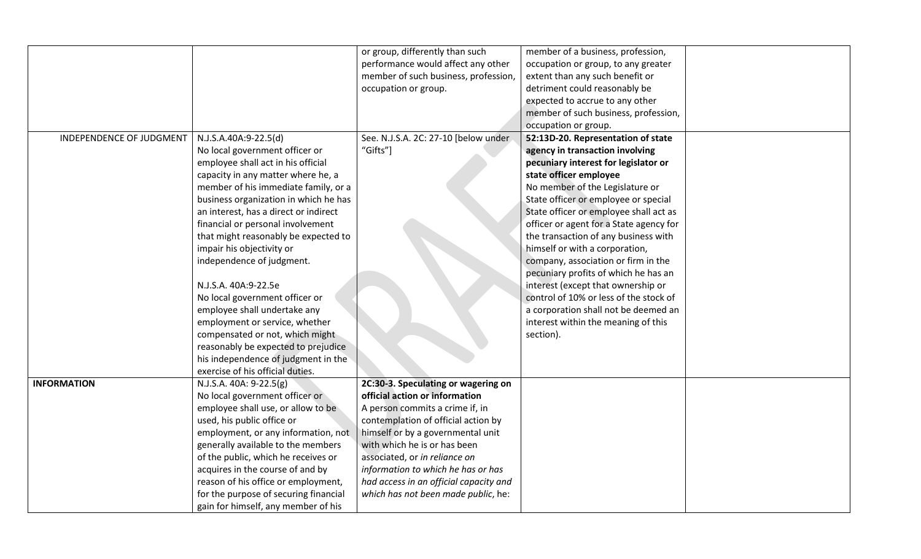| | | | | |
|---|---|---|---|---|
| | | or group, differently than such performance would affect any other member of such business, profession, occupation or group. | member of a business, profession, occupation or group, to any greater extent than any such benefit or detriment could reasonably be expected to accrue to any other member of such business, profession, occupation or group. | |
| INDEPENDENCE OF JUDGMENT | N.J.S.A.40A:9-22.5(d)<br>No local government officer or employee shall act in his official capacity in any matter where he, a member of his immediate family, or a business organization in which he has an interest, has a direct or indirect financial or personal involvement that might reasonably be expected to impair his objectivity or independence of judgment.<br><br>N.J.S.A. 40A:9-22.5e<br>No local government officer or employee shall undertake any employment or service, whether compensated or not, which might reasonably be expected to prejudice his independence of judgment in the exercise of his official duties. | See. N.J.S.A. 2C: 27-10 [below under "Gifts"] | **52:13D-20. Representation of state agency in transaction involving pecuniary interest for legislator or state officer employee**<br>No member of the Legislature or State officer or employee or special State officer or employee shall act as officer or agent for a State agency for the transaction of any business with himself or with a corporation, company, association or firm in the pecuniary profits of which he has an interest (except that ownership or control of 10% or less of the stock of a corporation shall not be deemed an interest within the meaning of this section). | |
| **INFORMATION** | N.J.S.A. 40A: 9-22.5(g)<br>No local government officer or employee shall use, or allow to be used, his public office or employment, or any information, not generally available to the members of the public, which he receives or acquires in the course of and by reason of his office or employment, for the purpose of securing financial gain for himself, any member of his | **2C:30-3. Speculating or wagering on official action or information**<br>A person commits a crime if, in contemplation of official action by himself or by a governmental unit with which he is or has been associated, or *in reliance on information to which he has or has had access in an official capacity and which has not been made public*, he: | | |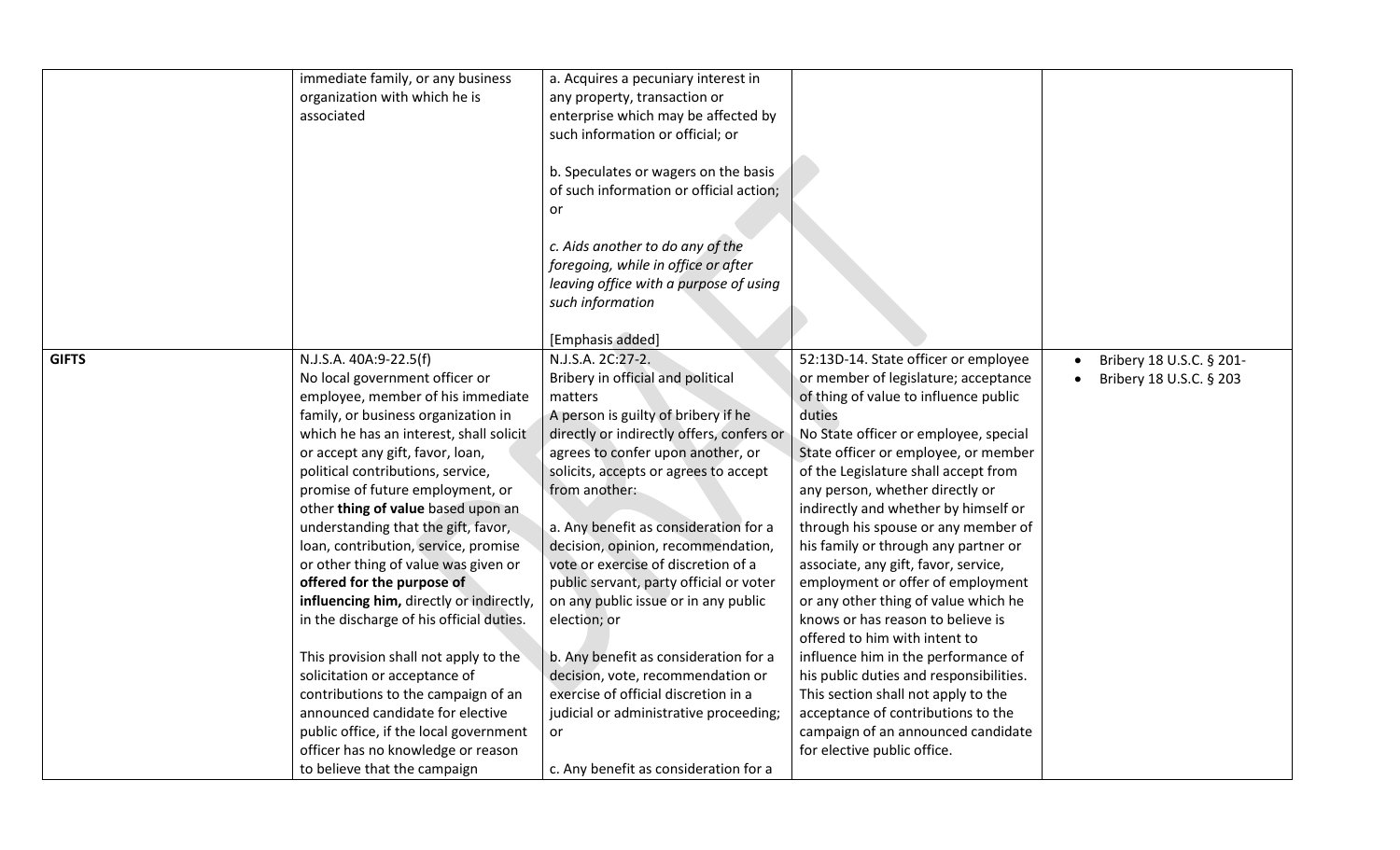| | | | | |
|---|---|---|---|---|
| | immediate family, or any business organization with which he is associated | a. Acquires a pecuniary interest in any property, transaction or enterprise which may be affected by such information or official; or<br><br>b. Speculates or wagers on the basis of such information or official action; or<br><br>*c. Aids another to do any of the foregoing, while in office or after leaving office with a purpose of using such information*<br><br>[Emphasis added] | | |
| **GIFTS** | N.J.S.A. 40A:9-22.5(f)<br>No local government officer or employee, member of his immediate family, or business organization in which he has an interest, shall solicit or accept any gift, favor, loan, political contributions, service, promise of future employment, or other **thing of value** based upon an understanding that the gift, favor, loan, contribution, service, promise or other thing of value was given or **offered for the purpose of influencing him,** directly or indirectly, in the discharge of his official duties.<br><br>This provision shall not apply to the solicitation or acceptance of contributions to the campaign of an announced candidate for elective public office, if the local government officer has no knowledge or reason to believe that the campaign | N.J.S.A. 2C:27-2.<br>Bribery in official and political matters<br>A person is guilty of bribery if he directly or indirectly offers, confers or agrees to confer upon another, or solicits, accepts or agrees to accept from another:<br><br>a. Any benefit as consideration for a decision, opinion, recommendation, vote or exercise of discretion of a public servant, party official or voter on any public issue or in any public election; or<br><br>b. Any benefit as consideration for a decision, vote, recommendation or exercise of official discretion in a judicial or administrative proceeding; or<br><br>c. Any benefit as consideration for a | 52:13D-14. State officer or employee or member of legislature; acceptance of thing of value to influence public duties<br>No State officer or employee, special State officer or employee, or member of the Legislature shall accept from any person, whether directly or indirectly and whether by himself or through his spouse or any member of his family or through any partner or associate, any gift, favor, service, employment or offer of employment or any other thing of value which he knows or has reason to believe is offered to him with intent to influence him in the performance of his public duties and responsibilities. This section shall not apply to the acceptance of contributions to the campaign of an announced candidate for elective public office. | • Bribery 18 U.S.C. § 201-<br>• Bribery 18 U.S.C. § 203 |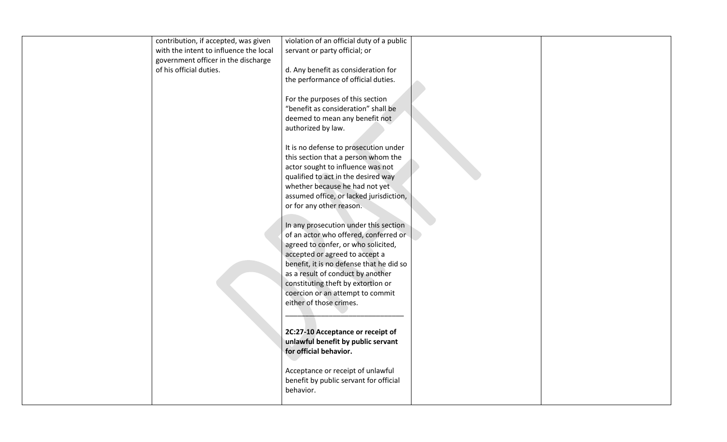| | | | | |
|---|---|---|---|---|
| | contribution, if accepted, was given with the intent to influence the local government officer in the discharge of his official duties. | violation of an official duty of a public servant or party official; or<br><br>d. Any benefit as consideration for the performance of official duties.<br><br>For the purposes of this section "benefit as consideration" shall be deemed to mean any benefit not authorized by law.<br><br>It is no defense to prosecution under this section that a person whom the actor sought to influence was not qualified to act in the desired way whether because he had not yet assumed office, or lacked jurisdiction, or for any other reason.<br><br>In any prosecution under this section of an actor who offered, conferred or agreed to confer, or who solicited, accepted or agreed to accept a benefit, it is no defense that he did so as a result of conduct by another constituting theft by extortion or coercion or an attempt to commit either of those crimes.<br><br>______________________________<br><br>**2C:27-10 Acceptance or receipt of unlawful benefit by public servant for official behavior.**<br><br>Acceptance or receipt of unlawful benefit by public servant for official behavior. | | |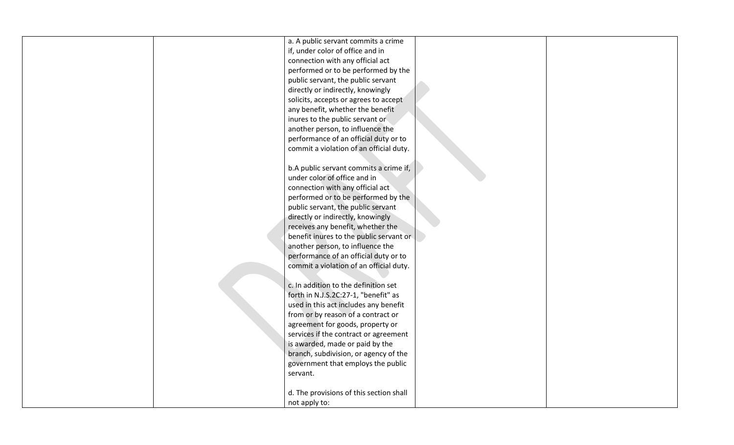|  |  | a. A public servant commits a crime if, under color of office and in connection with any official act performed or to be performed by the public servant, the public servant directly or indirectly, knowingly solicits, accepts or agrees to accept any benefit, whether the benefit inures to the public servant or another person, to influence the performance of an official duty or to commit a violation of an official duty.<br><br>b.A public servant commits a crime if, under color of office and in connection with any official act performed or to be performed by the public servant, the public servant directly or indirectly, knowingly receives any benefit, whether the benefit inures to the public servant or another person, to influence the performance of an official duty or to commit a violation of an official duty.<br><br>c. In addition to the definition set forth in N.J.S.2C:27-1, "benefit" as used in this act includes any benefit from or by reason of a contract or agreement for goods, property or services if the contract or agreement is awarded, made or paid by the branch, subdivision, or agency of the government that employs the public servant.<br><br>d. The provisions of this section shall not apply to: |  |  |
|---|---|---|---|---|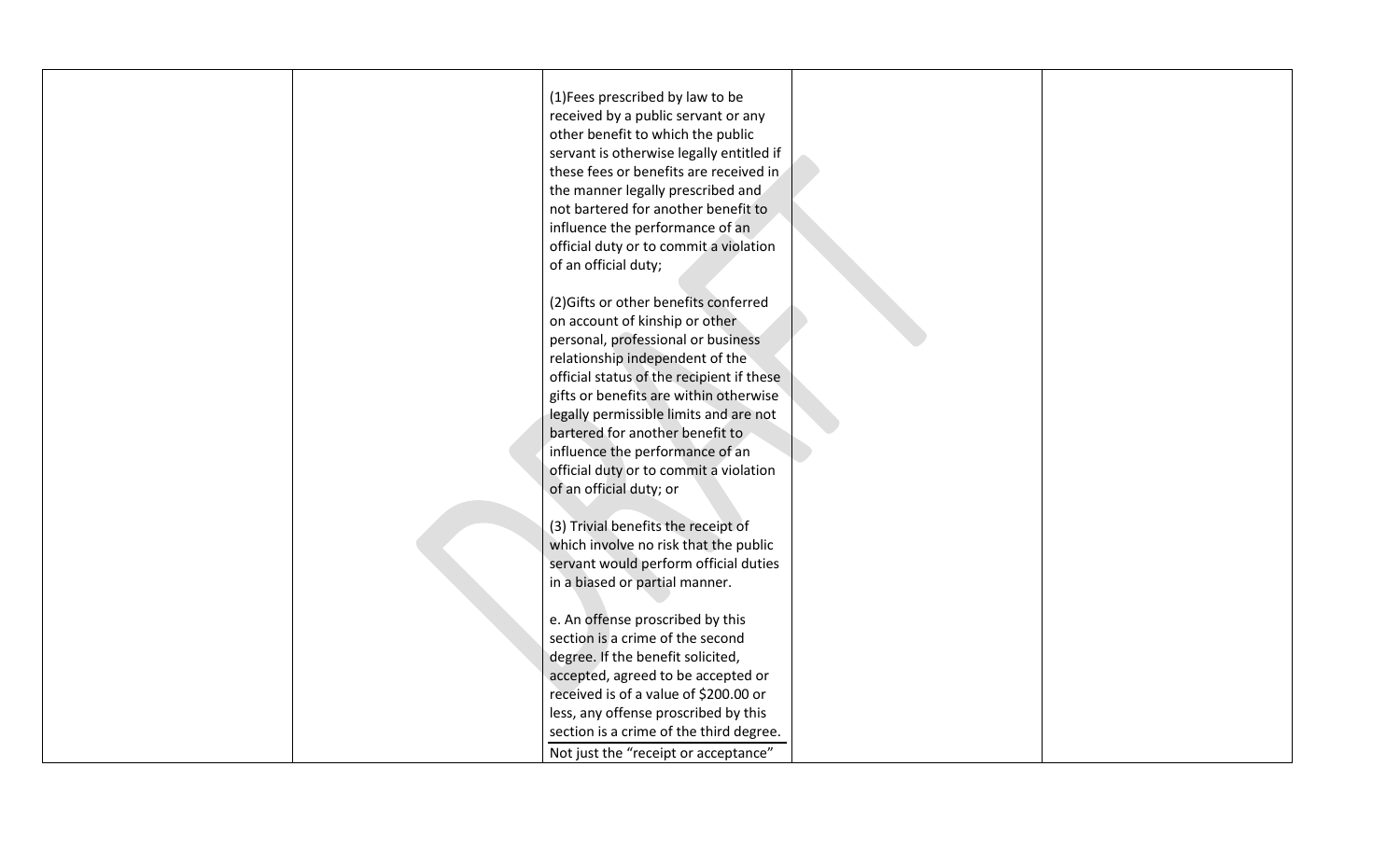| | | | | |
|---|---|---|---|---|
| | | (1)Fees prescribed by law to be received by a public servant or any other benefit to which the public servant is otherwise legally entitled if these fees or benefits are received in the manner legally prescribed and not bartered for another benefit to influence the performance of an official duty or to commit a violation of an official duty;<br><br>(2)Gifts or other benefits conferred on account of kinship or other personal, professional or business relationship independent of the official status of the recipient if these gifts or benefits are within otherwise legally permissible limits and are not bartered for another benefit to influence the performance of an official duty or to commit a violation of an official duty; or<br><br>(3) Trivial benefits the receipt of which involve no risk that the public servant would perform official duties in a biased or partial manner.<br><br>e. An offense proscribed by this section is a crime of the second degree. If the benefit solicited, accepted, agreed to be accepted or received is of a value of $200.00 or less, any offense proscribed by this section is a crime of the third degree.<br><br>Not just the "receipt or acceptance" | | |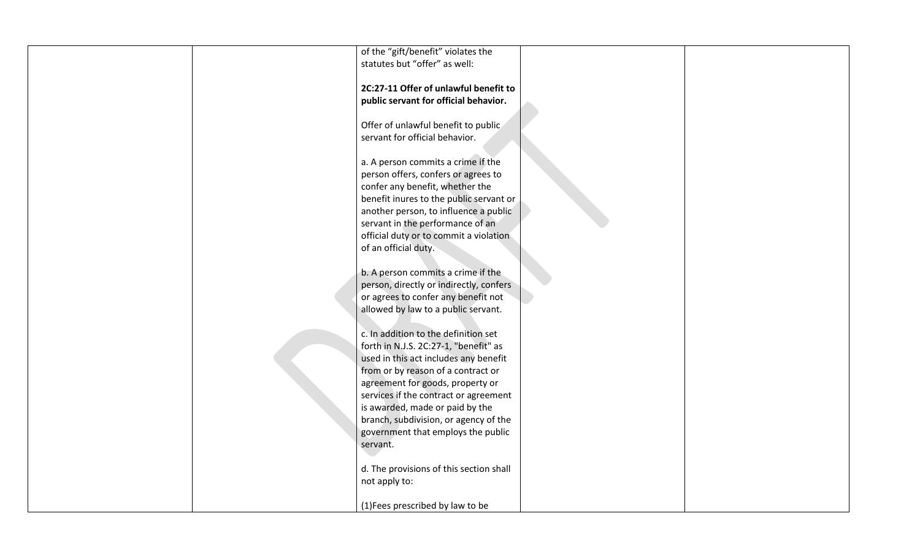| | | of the "gift/benefit" violates the statutes but "offer" as well:<br><br>**2C:27-11 Offer of unlawful benefit to public servant for official behavior.**<br><br>Offer of unlawful benefit to public servant for official behavior.<br><br>a. A person commits a crime if the person offers, confers or agrees to confer any benefit, whether the benefit inures to the public servant or another person, to influence a public servant in the performance of an official duty or to commit a violation of an official duty.<br><br>b. A person commits a crime if the person, directly or indirectly, confers or agrees to confer any benefit not allowed by law to a public servant.<br><br>c. In addition to the definition set forth in N.J.S. 2C:27-1, "benefit" as used in this act includes any benefit from or by reason of a contract or agreement for goods, property or services if the contract or agreement is awarded, made or paid by the branch, subdivision, or agency of the government that employs the public servant.<br><br>d. The provisions of this section shall not apply to:<br><br>(1)Fees prescribed by law to be | | |
|---|---|---|---|---|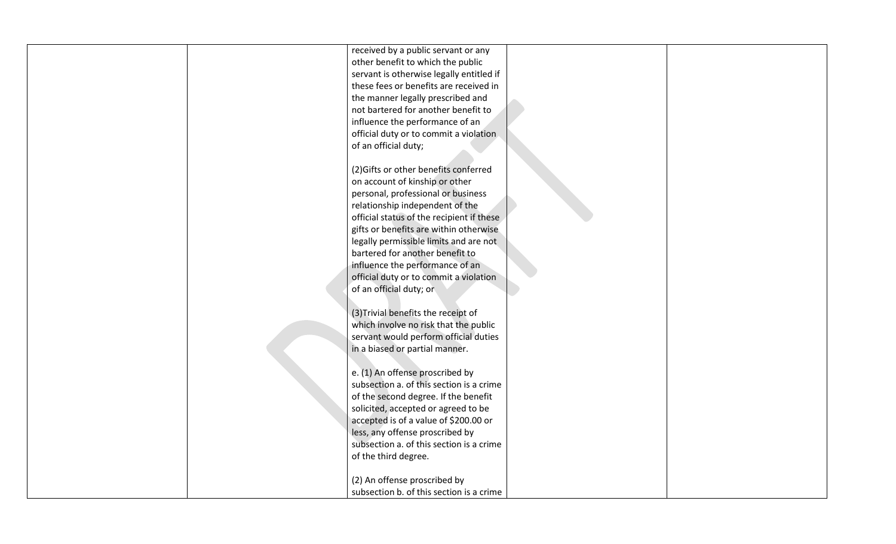| | | | | |
|---|---|---|---|---|
| | | received by a public servant or any other benefit to which the public servant is otherwise legally entitled if these fees or benefits are received in the manner legally prescribed and not bartered for another benefit to influence the performance of an official duty or to commit a violation of an official duty;<br><br>(2)Gifts or other benefits conferred on account of kinship or other personal, professional or business relationship independent of the official status of the recipient if these gifts or benefits are within otherwise legally permissible limits and are not bartered for another benefit to influence the performance of an official duty or to commit a violation of an official duty; or<br><br>(3)Trivial benefits the receipt of which involve no risk that the public servant would perform official duties in a biased or partial manner.<br><br>e. (1) An offense proscribed by subsection a. of this section is a crime of the second degree. If the benefit solicited, accepted or agreed to be accepted is of a value of $200.00 or less, any offense proscribed by subsection a. of this section is a crime of the third degree.<br><br>(2) An offense proscribed by subsection b. of this section is a crime | | |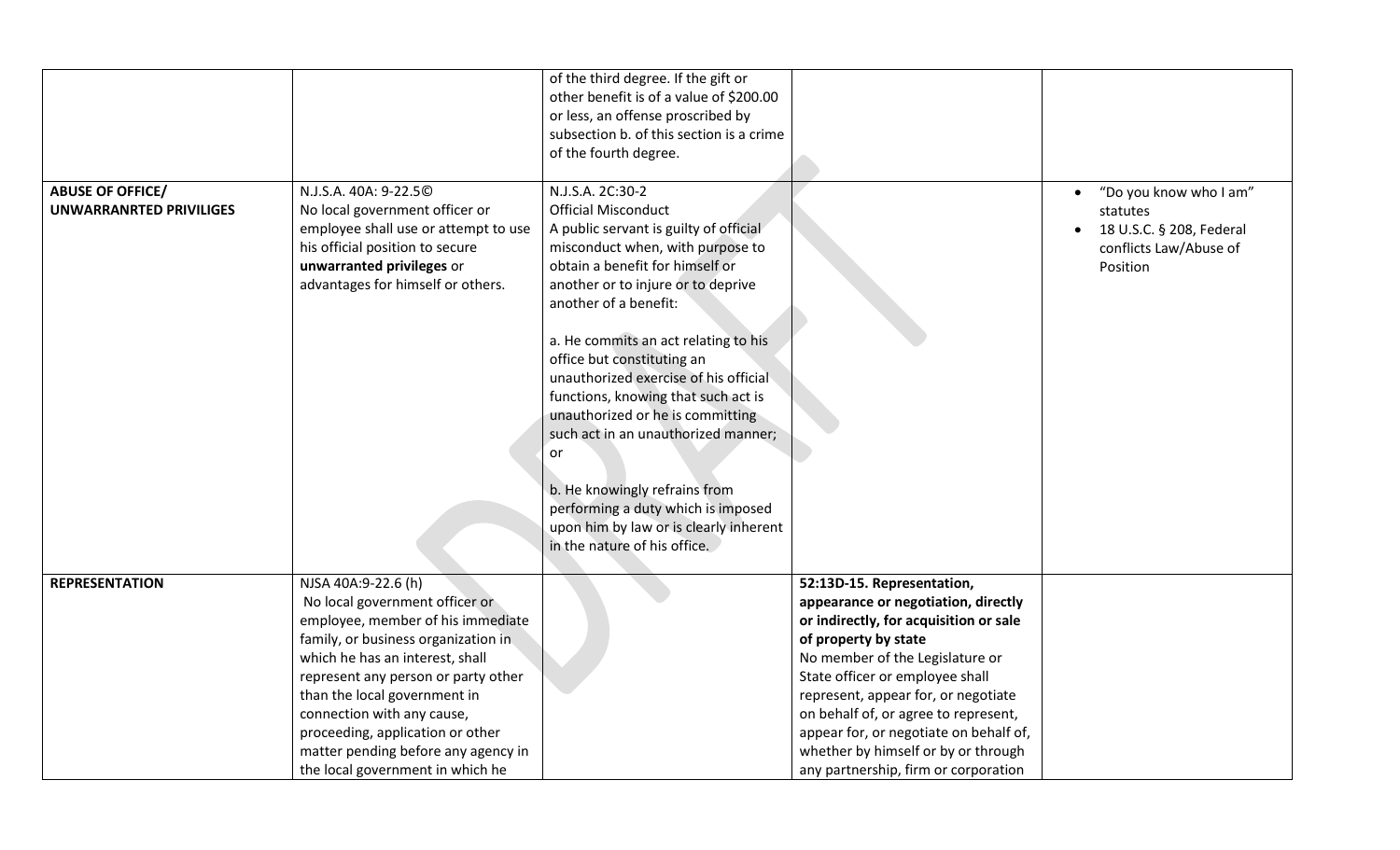| | | | | |
|---|---|---|---|---|
| | | of the third degree. If the gift or other benefit is of a value of $200.00 or less, an offense proscribed by subsection b. of this section is a crime of the fourth degree. | | |
| **ABUSE OF OFFICE/ UNWARRANRTED PRIVILIGES** | N.J.S.A. 40A: 9-22.5© No local government officer or employee shall use or attempt to use his official position to secure **unwarranted privileges** or advantages for himself or others. | N.J.S.A. 2C:30-2 Official Misconduct A public servant is guilty of official misconduct when, with purpose to obtain a benefit for himself or another or to injure or to deprive another of a benefit:<br><br>a. He commits an act relating to his office but constituting an unauthorized exercise of his official functions, knowing that such act is unauthorized or he is committing such act in an unauthorized manner; or<br><br>b. He knowingly refrains from performing a duty which is imposed upon him by law or is clearly inherent in the nature of his office. | | • "Do you know who I am" statutes<br>• 18 U.S.C. § 208, Federal conflicts Law/Abuse of Position |
| **REPRESENTATION** | NJSA 40A:9-22.6 (h) No local government officer or employee, member of his immediate family, or business organization in which he has an interest, shall represent any person or party other than the local government in connection with any cause, proceeding, application or other matter pending before any agency in the local government in which he | | **52:13D-15. Representation, appearance or negotiation, directly or indirectly, for acquisition or sale of property by state** No member of the Legislature or State officer or employee shall represent, appear for, or negotiate on behalf of, or agree to represent, appear for, or negotiate on behalf of, whether by himself or by or through any partnership, firm or corporation | |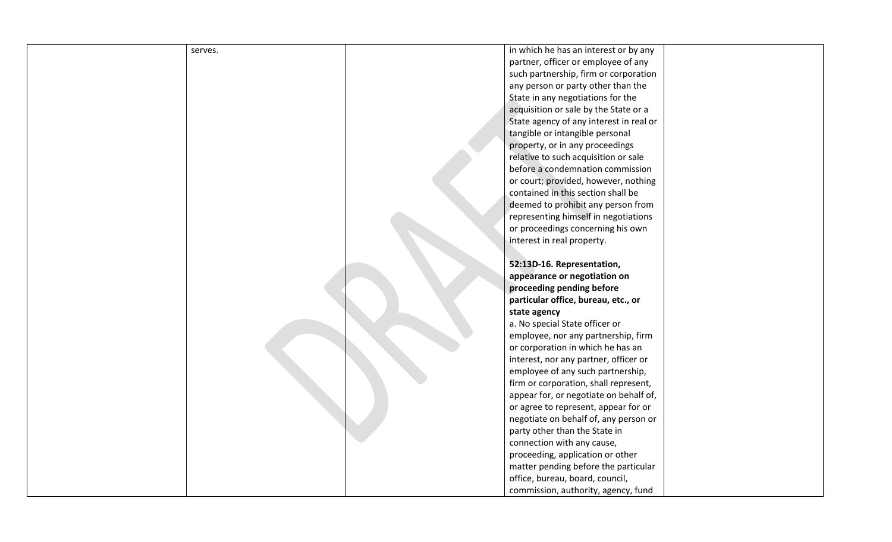| | | | | |
|---|---|---|---|---|
| | serves. | | in which he has an interest or by any partner, officer or employee of any such partnership, firm or corporation any person or party other than the State in any negotiations for the acquisition or sale by the State or a State agency of any interest in real or tangible or intangible personal property, or in any proceedings relative to such acquisition or sale before a condemnation commission or court; provided, however, nothing contained in this section shall be deemed to prohibit any person from representing himself in negotiations or proceedings concerning his own interest in real property.<br><br>**52:13D-16. Representation, appearance or negotiation on proceeding pending before particular office, bureau, etc., or state agency**<br>a. No special State officer or employee, nor any partnership, firm or corporation in which he has an interest, nor any partner, officer or employee of any such partnership, firm or corporation, shall represent, appear for, or negotiate on behalf of, or agree to represent, appear for or negotiate on behalf of, any person or party other than the State in connection with any cause, proceeding, application or other matter pending before the particular office, bureau, board, council, commission, authority, agency, fund | |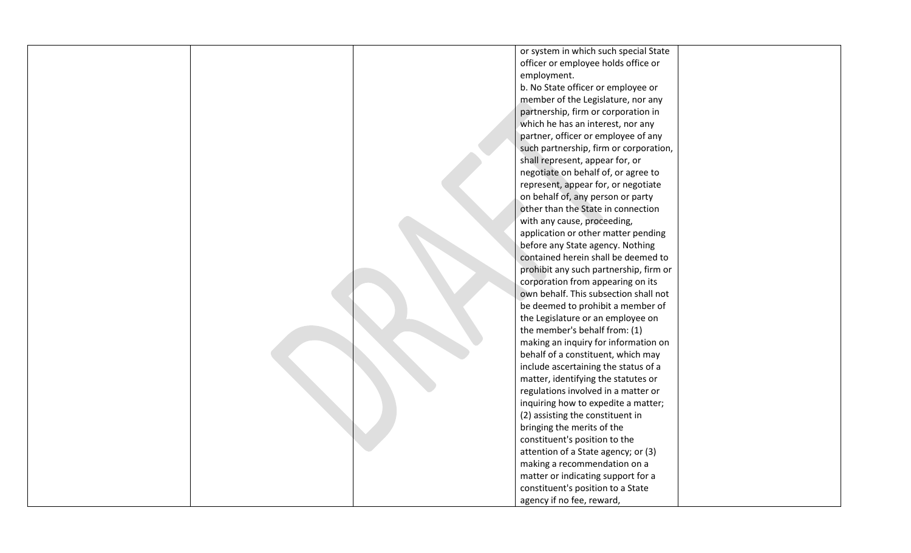|  |  |  | or system in which such special State officer or employee holds office or employment.<br>b. No State officer or employee or member of the Legislature, nor any partnership, firm or corporation in which he has an interest, nor any partner, officer or employee of any such partnership, firm or corporation, shall represent, appear for, or negotiate on behalf of, or agree to represent, appear for, or negotiate on behalf of, any person or party other than the State in connection with any cause, proceeding, application or other matter pending before any State agency. Nothing contained herein shall be deemed to prohibit any such partnership, firm or corporation from appearing on its own behalf. This subsection shall not be deemed to prohibit a member of the Legislature or an employee on the member's behalf from: (1) making an inquiry for information on behalf of a constituent, which may include ascertaining the status of a matter, identifying the statutes or regulations involved in a matter or inquiring how to expedite a matter; (2) assisting the constituent in bringing the merits of the constituent's position to the attention of a State agency; or (3) making a recommendation on a matter or indicating support for a constituent's position to a State agency if no fee, reward, |  |
|---|---|---|---|---|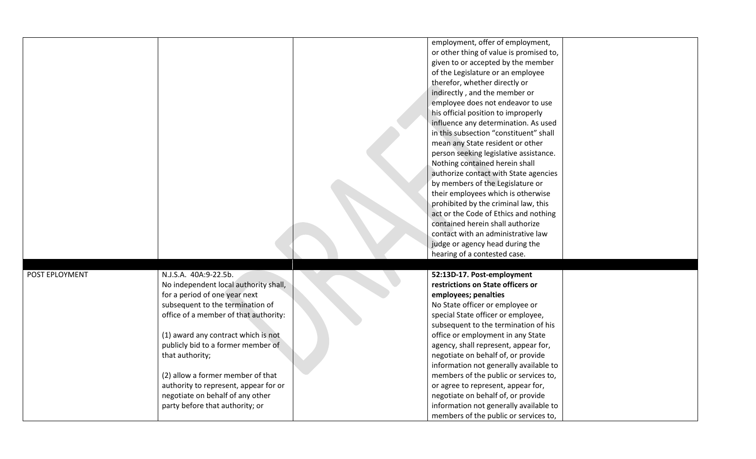| | | | | |
|---|---|---|---|---|
| | | | employment, offer of employment, or other thing of value is promised to, given to or accepted by the member of the Legislature or an employee therefor, whether directly or indirectly , and the member or employee does not endeavor to use his official position to improperly influence any determination. As used in this subsection "constituent" shall mean any State resident or other person seeking legislative assistance. Nothing contained herein shall authorize contact with State agencies by members of the Legislature or their employees which is otherwise prohibited by the criminal law, this act or the Code of Ethics and nothing contained herein shall authorize contact with an administrative law judge or agency head during the hearing of a contested case. | |
| | | | | |
| POST EPLOYMENT | N.J.S.A. 40A:9-22.5b.<br>No independent local authority shall, for a period of one year next subsequent to the termination of office of a member of that authority:<br><br>(1) award any contract which is not publicly bid to a former member of that authority;<br><br>(2) allow a former member of that authority to represent, appear for or negotiate on behalf of any other party before that authority; or | | **52:13D-17. Post-employment restrictions on State officers or employees; penalties**<br>No State officer or employee or special State officer or employee, subsequent to the termination of his office or employment in any State agency, shall represent, appear for, negotiate on behalf of, or provide information not generally available to members of the public or services to, or agree to represent, appear for, negotiate on behalf of, or provide information not generally available to members of the public or services to, | |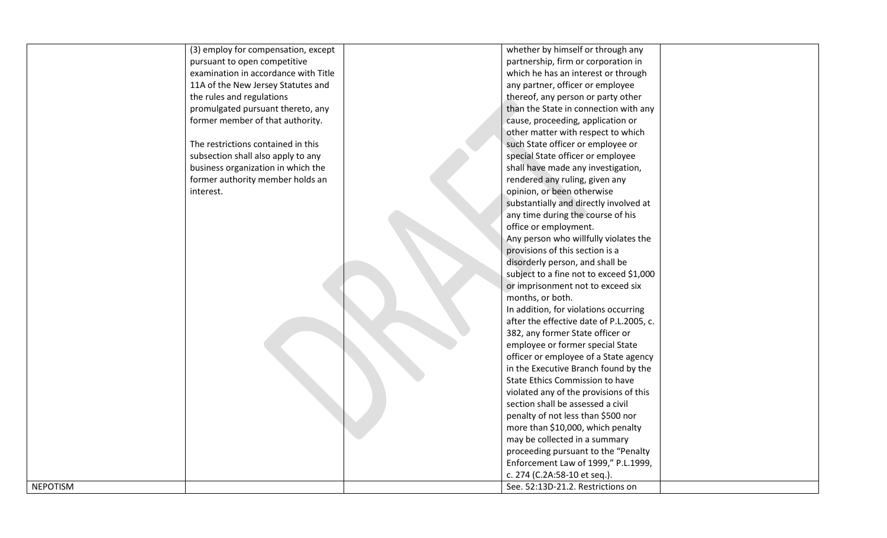|  |  |  |  |  |
|---|---|---|---|---|
|  | (3) employ for compensation, except pursuant to open competitive examination in accordance with Title 11A of the New Jersey Statutes and the rules and regulations promulgated pursuant thereto, any former member of that authority.<br><br>The restrictions contained in this subsection shall also apply to any business organization in which the former authority member holds an interest. |  | whether by himself or through any partnership, firm or corporation in which he has an interest or through any partner, officer or employee thereof, any person or party other than the State in connection with any cause, proceeding, application or other matter with respect to which such State officer or employee or special State officer or employee shall have made any investigation, rendered any ruling, given any opinion, or been otherwise substantially and directly involved at any time during the course of his office or employment.<br>Any person who willfully violates the provisions of this section is a disorderly person, and shall be subject to a fine not to exceed $1,000 or imprisonment not to exceed six months, or both.<br>In addition, for violations occurring after the effective date of P.L.2005, c. 382, any former State officer or employee or former special State officer or employee of a State agency in the Executive Branch found by the State Ethics Commission to have violated any of the provisions of this section shall be assessed a civil penalty of not less than $500 nor more than $10,000, which penalty may be collected in a summary proceeding pursuant to the "Penalty Enforcement Law of 1999," P.L.1999, c. 274 (C.2A:58-10 et seq.). |  |
| NEPOTISM |  |  | See. 52:13D-21.2. Restrictions on |  |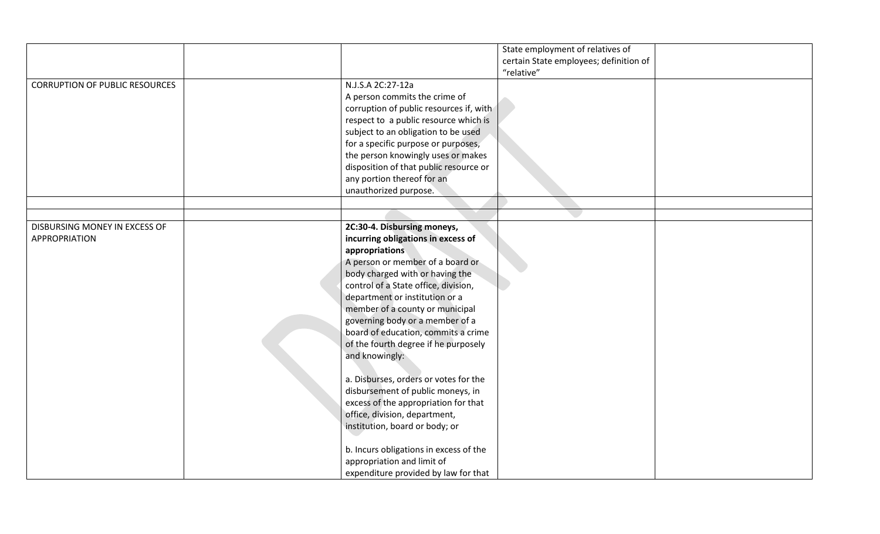| | | | | |
|---|---|---|---|---|
| | | | State employment of relatives of certain State employees; definition of "relative" | |
| CORRUPTION OF PUBLIC RESOURCES | | N.J.S.A 2C:27-12a<br>A person commits the crime of corruption of public resources if, with respect to a public resource which is subject to an obligation to be used for a specific purpose or purposes, the person knowingly uses or makes disposition of that public resource or any portion thereof for an unauthorized purpose. | | |
| | | | | |
| | | | | |
| DISBURSING MONEY IN EXCESS OF APPROPRIATION | | **2C:30-4. Disbursing moneys, incurring obligations in excess of appropriations**<br>A person or member of a board or body charged with or having the control of a State office, division, department or institution or a member of a county or municipal governing body or a member of a board of education, commits a crime of the fourth degree if he purposely and knowingly:<br><br>a. Disburses, orders or votes for the disbursement of public moneys, in excess of the appropriation for that office, division, department, institution, board or body; or<br><br>b. Incurs obligations in excess of the appropriation and limit of expenditure provided by law for that | | |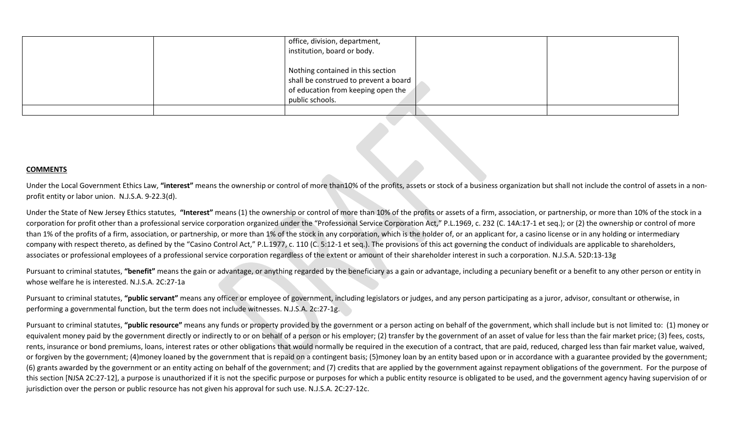| | | | | |
|---|---|---|---|---|
| | | office, division, department, institution, board or body.<br><br>Nothing contained in this section shall be construed to prevent a board of education from keeping open the public schools. | | |
| | | | | |

**COMMENTS**

Under the Local Government Ethics Law, **"interest"** means the ownership or control of more than10% of the profits, assets or stock of a business organization but shall not include the control of assets in a non-profit entity or labor union. N.J.S.A. 9-22.3(d).

Under the State of New Jersey Ethics statutes, **"Interest"** means (1) the ownership or control of more than 10% of the profits or assets of a firm, association, or partnership, or more than 10% of the stock in a corporation for profit other than a professional service corporation organized under the "Professional Service Corporation Act," P.L.1969, c. 232 (C. 14A:17-1 et seq.); or (2) the ownership or control of more than 1% of the profits of a firm, association, or partnership, or more than 1% of the stock in any corporation, which is the holder of, or an applicant for, a casino license or in any holding or intermediary company with respect thereto, as defined by the "Casino Control Act," P.L.1977, c. 110 (C. 5:12-1 et seq.). The provisions of this act governing the conduct of individuals are applicable to shareholders, associates or professional employees of a professional service corporation regardless of the extent or amount of their shareholder interest in such a corporation. N.J.S.A. 52D:13-13g

Pursuant to criminal statutes, **"benefit"** means the gain or advantage, or anything regarded by the beneficiary as a gain or advantage, including a pecuniary benefit or a benefit to any other person or entity in whose welfare he is interested. N.J.S.A. 2C:27-1a

Pursuant to criminal statutes, **"public servant"** means any officer or employee of government, including legislators or judges, and any person participating as a juror, advisor, consultant or otherwise, in performing a governmental function, but the term does not include witnesses. N.J.S.A. 2c:27-1g.

Pursuant to criminal statutes, **"public resource"** means any funds or property provided by the government or a person acting on behalf of the government, which shall include but is not limited to: (1) money or equivalent money paid by the government directly or indirectly to or on behalf of a person or his employer; (2) transfer by the government of an asset of value for less than the fair market price; (3) fees, costs, rents, insurance or bond premiums, loans, interest rates or other obligations that would normally be required in the execution of a contract, that are paid, reduced, charged less than fair market value, waived, or forgiven by the government; (4)money loaned by the government that is repaid on a contingent basis; (5)money loan by an entity based upon or in accordance with a guarantee provided by the government; (6) grants awarded by the government or an entity acting on behalf of the government; and (7) credits that are applied by the government against repayment obligations of the government. For the purpose of this section [NJSA 2C:27-12], a purpose is unauthorized if it is not the specific purpose or purposes for which a public entity resource is obligated to be used, and the government agency having supervision of or jurisdiction over the person or public resource has not given his approval for such use. N.J.S.A. 2C:27-12c.